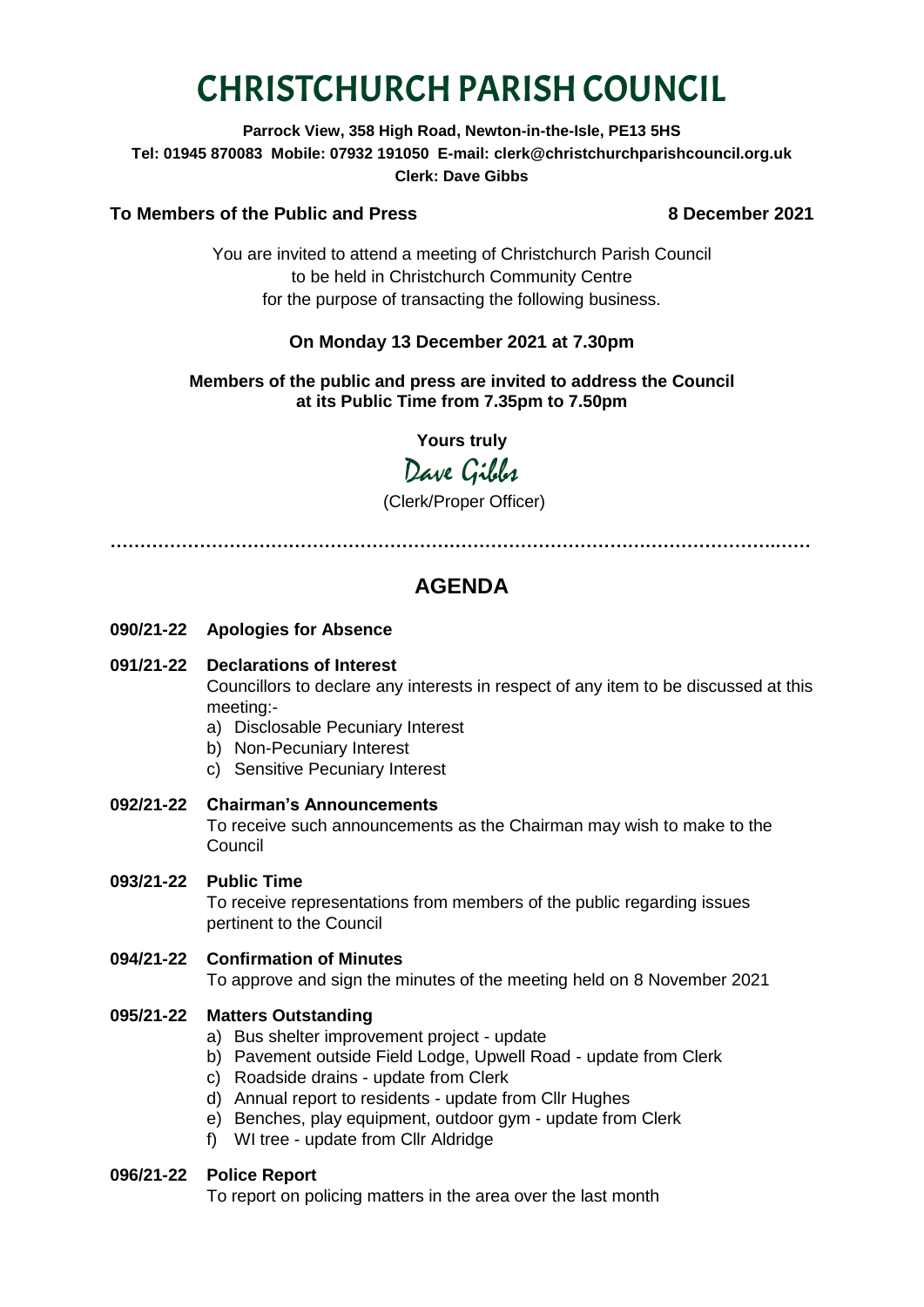# CHRISTCHURCH PARISH COUNCIL

**Parrock View, 358 High Road, Newton-in-the-Isle, PE13 5HS**
**Tel: 01945 870083 Mobile: 07932 191050 E-mail: clerk@christchurchparishcouncil.org.uk**
**Clerk: Dave Gibbs**

**To Members of the Public and Press** **8 December 2021**

You are invited to attend a meeting of Christchurch Parish Council
to be held in Christchurch Community Centre
for the purpose of transacting the following business.

**On Monday 13 December 2021 at 7.30pm**

**Members of the public and press are invited to address the Council at its Public Time from 7.35pm to 7.50pm**

**Yours truly**

Dave Gibbs

(Clerk/Proper Officer)

…………………………………………………………………………………………………

## AGENDA

**090/21-22 Apologies for Absence**

**091/21-22 Declarations of Interest**
Councillors to declare any interests in respect of any item to be discussed at this meeting:-
a) Disclosable Pecuniary Interest
b) Non-Pecuniary Interest
c) Sensitive Pecuniary Interest

**092/21-22 Chairman's Announcements**
To receive such announcements as the Chairman may wish to make to the Council

**093/21-22 Public Time**
To receive representations from members of the public regarding issues pertinent to the Council

**094/21-22 Confirmation of Minutes**
To approve and sign the minutes of the meeting held on 8 November 2021

**095/21-22 Matters Outstanding**
a) Bus shelter improvement project - update
b) Pavement outside Field Lodge, Upwell Road - update from Clerk
c) Roadside drains - update from Clerk
d) Annual report to residents - update from Cllr Hughes
e) Benches, play equipment, outdoor gym - update from Clerk
f) WI tree - update from Cllr Aldridge

**096/21-22 Police Report**
To report on policing matters in the area over the last month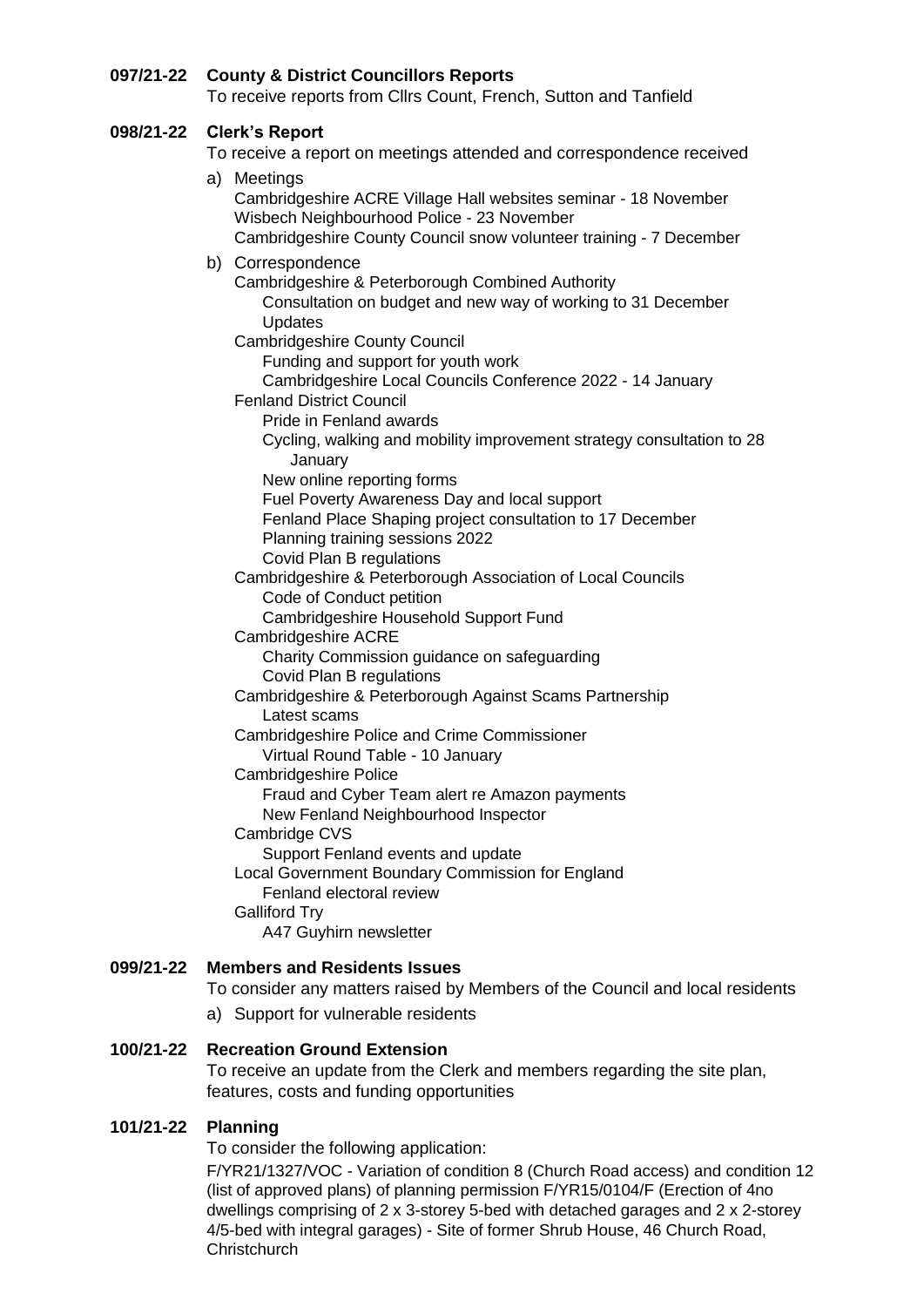**097/21-22 County & District Councillors Reports**

To receive reports from Cllrs Count, French, Sutton and Tanfield

**098/21-22 Clerk's Report**

To receive a report on meetings attended and correspondence received

a) Meetings
   - Cambridgeshire ACRE Village Hall websites seminar - 18 November
   - Wisbech Neighbourhood Police - 23 November
   - Cambridgeshire County Council snow volunteer training - 7 December

b) Correspondence
   - Cambridgeshire & Peterborough Combined Authority
     - Consultation on budget and new way of working to 31 December
     - Updates
   - Cambridgeshire County Council
     - Funding and support for youth work
     - Cambridgeshire Local Councils Conference 2022 - 14 January
   - Fenland District Council
     - Pride in Fenland awards
     - Cycling, walking and mobility improvement strategy consultation to 28 January
     - New online reporting forms
     - Fuel Poverty Awareness Day and local support
     - Fenland Place Shaping project consultation to 17 December
     - Planning training sessions 2022
     - Covid Plan B regulations
   - Cambridgeshire & Peterborough Association of Local Councils
     - Code of Conduct petition
     - Cambridgeshire Household Support Fund
   - Cambridgeshire ACRE
     - Charity Commission guidance on safeguarding
     - Covid Plan B regulations
   - Cambridgeshire & Peterborough Against Scams Partnership
     - Latest scams
   - Cambridgeshire Police and Crime Commissioner
     - Virtual Round Table - 10 January
   - Cambridgeshire Police
     - Fraud and Cyber Team alert re Amazon payments
     - New Fenland Neighbourhood Inspector
   - Cambridge CVS
     - Support Fenland events and update
   - Local Government Boundary Commission for England
     - Fenland electoral review
   - Galliford Try
     - A47 Guyhirn newsletter

**099/21-22 Members and Residents Issues**

To consider any matters raised by Members of the Council and local residents

a) Support for vulnerable residents

**100/21-22 Recreation Ground Extension**

To receive an update from the Clerk and members regarding the site plan, features, costs and funding opportunities

**101/21-22 Planning**

To consider the following application:

F/YR21/1327/VOC - Variation of condition 8 (Church Road access) and condition 12 (list of approved plans) of planning permission F/YR15/0104/F (Erection of 4no dwellings comprising of 2 x 3-storey 5-bed with detached garages and 2 x 2-storey 4/5-bed with integral garages) - Site of former Shrub House, 46 Church Road, Christchurch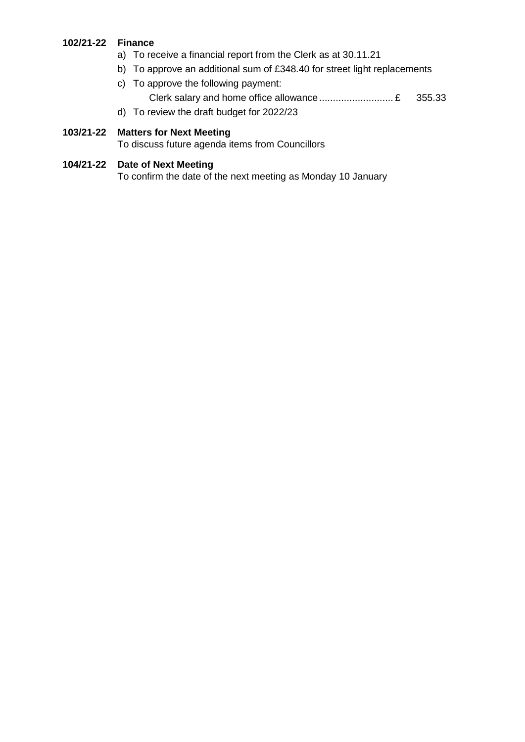**102/21-22 Finance**

a) To receive a financial report from the Clerk as at 30.11.21

b) To approve an additional sum of £348.40 for street light replacements

c) To approve the following payment:

Clerk salary and home office allowance ........................... £ 355.33

d) To review the draft budget for 2022/23

**103/21-22 Matters for Next Meeting**

To discuss future agenda items from Councillors

**104/21-22 Date of Next Meeting**

To confirm the date of the next meeting as Monday 10 January